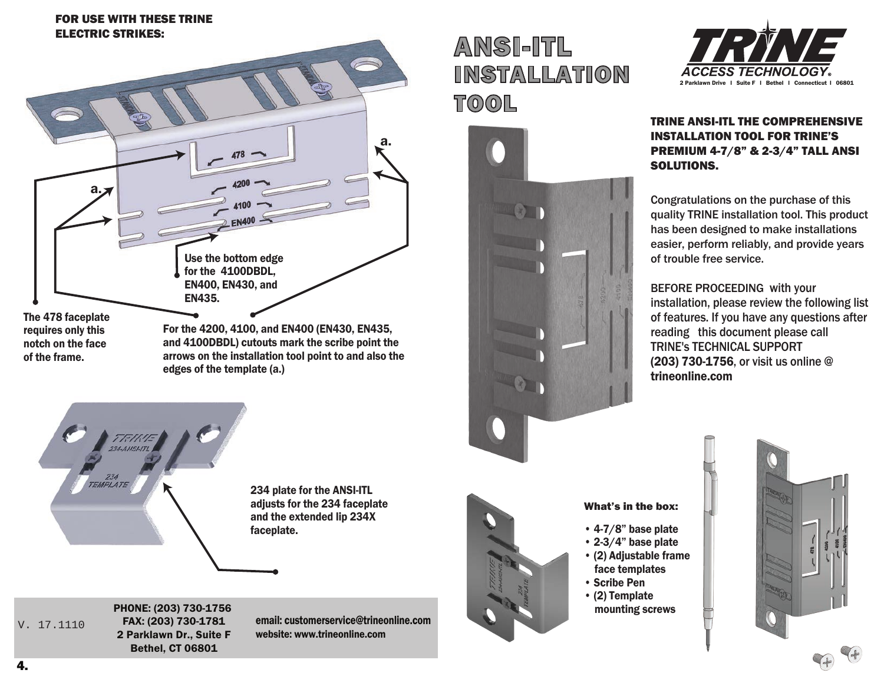FOR USE WITH THESE TRINE ELECTRIC STRIKES:

Use the bottom edge for the 4100DBDL, EN400, EN430, and EN435.

The 478 faceplate requires only this notch on the face of the frame.

For the 4200, 4100, and EN400 (EN430, EN435, and 4100DBDL) cutouts mark the scribe point the arrows on the installation tool point to and also the edges of the template (a.)

234 plate for the ANSI-ITL adjusts for the 234 faceplate and the extended lip 234X faceplate.

V. 17.1110

PHONE: (203) 730-1756
FAX: (203) 730-1781
2 Parklawn Dr., Suite F
Bethel, CT 06801

email: customerservice@trineonline.com
website: www.trineonline.com

# ANSI-ITL INSTALLATION TOOL

**TRINE ACCESS TECHNOLOGY®**
2 Parklawn Drive | Suite F | Bethel | Connecticut | 06801

## TRINE ANSI-ITL THE COMPREHENSIVE INSTALLATION TOOL FOR TRINE'S PREMIUM 4-7/8" & 2-3/4" TALL ANSI SOLUTIONS.

Congratulations on the purchase of this quality TRINE installation tool. This product has been designed to make installations easier, perform reliably, and provide years of trouble free service.

BEFORE PROCEEDING with your installation, please review the following list of features. If you have any questions after reading this document please call TRINE's TECHNICAL SUPPORT **(203) 730-1756**, or visit us online @ **trineonline.com**

### What's in the box:

- 4-7/8" base plate
- 2-3/4" base plate
- (2) Adjustable frame face templates
- Scribe Pen
- (2) Template mounting screws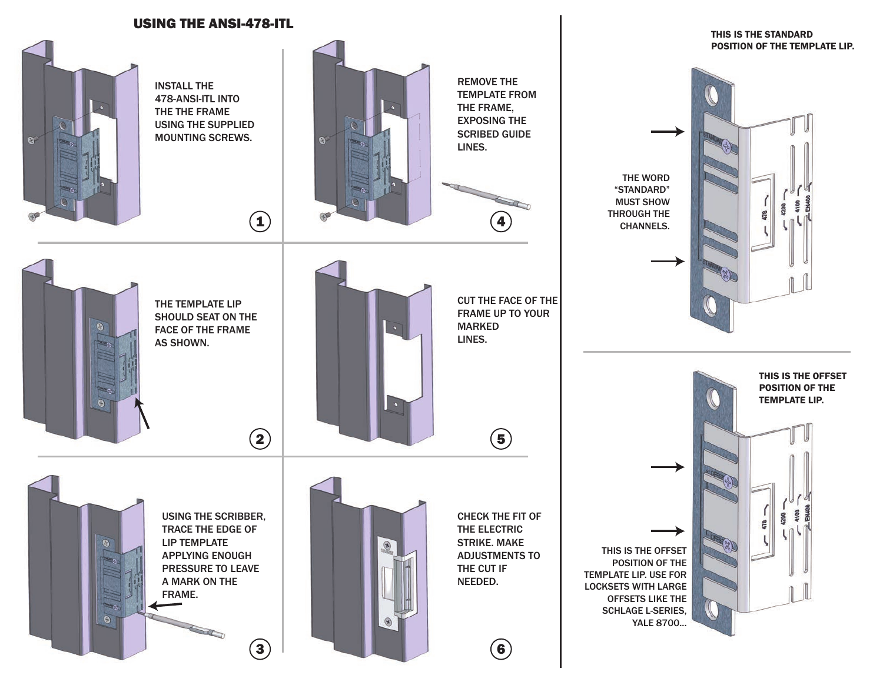# USING THE ANSI-478-ITL

INSTALL THE 478-ANSI-ITL INTO THE THE FRAME USING THE SUPPLIED MOUNTING SCREWS.

1

THE TEMPLATE LIP SHOULD SEAT ON THE FACE OF THE FRAME AS SHOWN.

2

USING THE SCRIBBER, TRACE THE EDGE OF LIP TEMPLATE APPLYING ENOUGH PRESSURE TO LEAVE A MARK ON THE FRAME.

3

REMOVE THE TEMPLATE FROM THE FRAME, EXPOSING THE SCRIBED GUIDE LINES.

4

CUT THE FACE OF THE FRAME UP TO YOUR MARKED LINES.

5

CHECK THE FIT OF THE ELECTRIC STRIKE. MAKE ADJUSTMENTS TO THE CUT IF NEEDED.

6

THIS IS THE STANDARD POSITION OF THE TEMPLATE LIP.

THE WORD "STANDARD" MUST SHOW THROUGH THE CHANNELS.

478 4200 4100 EN400

THIS IS THE OFFSET POSITION OF THE TEMPLATE LIP.

THIS IS THE OFFSET POSITION OF THE TEMPLATE LIP. USE FOR LOCKSETS WITH LARGE OFFSETS LIKE THE SCHLAGE L-SERIES, YALE 8700...

478 4200 4100 EN400